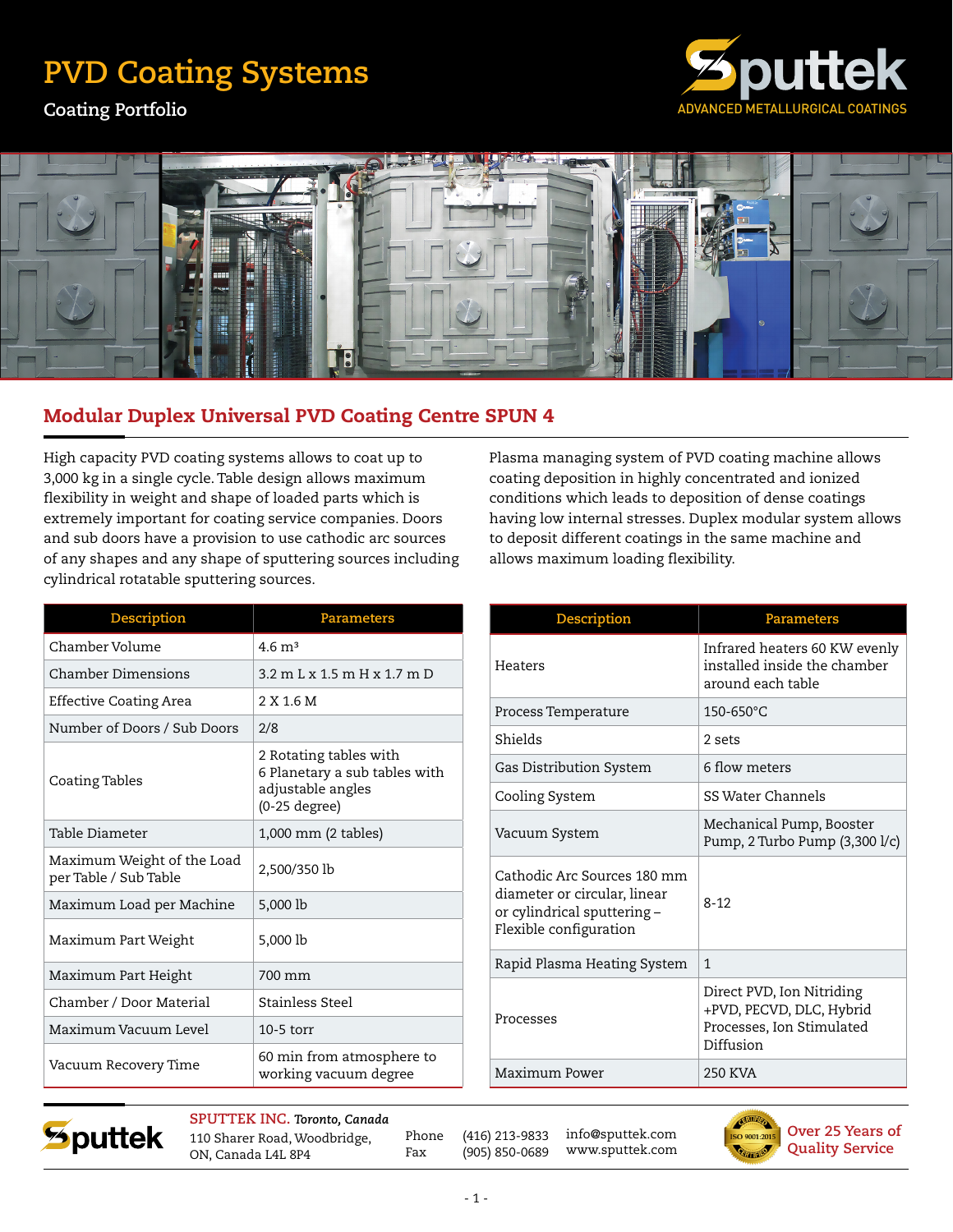# PVD Coating Systems

Coating Portfolio

**Sputtek** ADVANCED METALLURGICAL COATINGS

## Modular Duplex Universal PVD Coating Centre SPUN 4

High capacity PVD coating systems allows to coat up to 3,000 kg in a single cycle. Table design allows maximum flexibility in weight and shape of loaded parts which is extremely important for coating service companies. Doors and sub doors have a provision to use cathodic arc sources of any shapes and any shape of sputtering sources including cylindrical rotatable sputtering sources.

Plasma managing system of PVD coating machine allows coating deposition in highly concentrated and ionized conditions which leads to deposition of dense coatings having low internal stresses. Duplex modular system allows to deposit different coatings in the same machine and allows maximum loading flexibility.

| Description | Parameters |
|---|---|
| Chamber Volume | 4.6 m³ |
| Chamber Dimensions | 3.2 m L x 1.5 m H x 1.7 m D |
| Effective Coating Area | 2 X 1.6 M |
| Number of Doors / Sub Doors | 2/8 |
| Coating Tables | 2 Rotating tables with 6 Planetary a sub tables with adjustable angles (0-25 degree) |
| Table Diameter | 1,000 mm (2 tables) |
| Maximum Weight of the Load per Table / Sub Table | 2,500/350 lb |
| Maximum Load per Machine | 5,000 lb |
| Maximum Part Weight | 5,000 lb |
| Maximum Part Height | 700 mm |
| Chamber / Door Material | Stainless Steel |
| Maximum Vacuum Level | 10-5 torr |
| Vacuum Recovery Time | 60 min from atmosphere to working vacuum degree |

| Description | Parameters |
|---|---|
| Heaters | Infrared heaters 60 KW evenly installed inside the chamber around each table |
| Process Temperature | 150-650°C |
| Shields | 2 sets |
| Gas Distribution System | 6 flow meters |
| Cooling System | SS Water Channels |
| Vacuum System | Mechanical Pump, Booster Pump, 2 Turbo Pump (3,300 l/c) |
| Cathodic Arc Sources 180 mm diameter or circular, linear or cylindrical sputtering – Flexible configuration | 8-12 |
| Rapid Plasma Heating System | 1 |
| Processes | Direct PVD, Ion Nitriding +PVD, PECVD, DLC, Hybrid Processes, Ion Stimulated Diffusion |
| Maximum Power | 250 KVA |

**SPUTTEK INC.** *Toronto, Canada*
110 Sharer Road, Woodbridge, ON, Canada L4L 8P4

Phone (416) 213-9833
Fax (905) 850-0689

info@sputtek.com
www.sputtek.com

ISO 9001:2015 Certified

**Over 25 Years of Quality Service**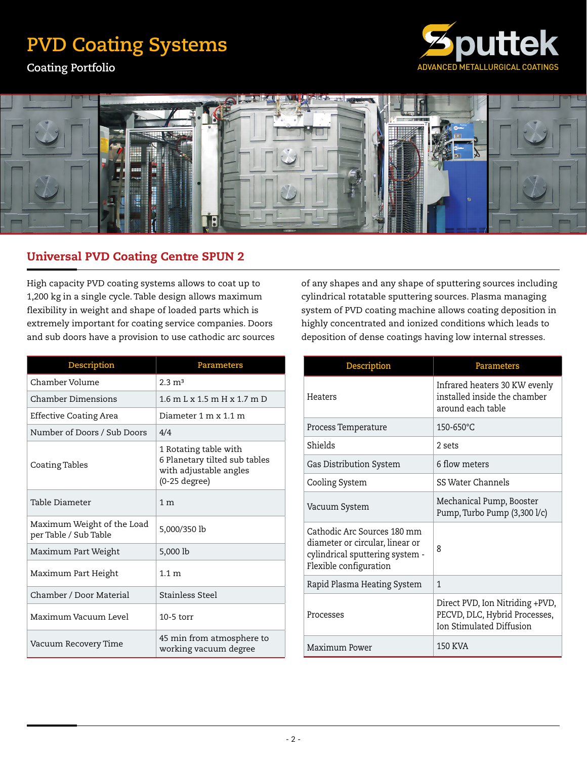# PVD Coating Systems

Coating Portfolio

Sputtek
ADVANCED METALLURGICAL COATINGS

## Universal PVD Coating Centre SPUN 2

High capacity PVD coating systems allows to coat up to 1,200 kg in a single cycle. Table design allows maximum flexibility in weight and shape of loaded parts which is extremely important for coating service companies. Doors and sub doors have a provision to use cathodic arc sources of any shapes and any shape of sputtering sources including cylindrical rotatable sputtering sources. Plasma managing system of PVD coating machine allows coating deposition in highly concentrated and ionized conditions which leads to deposition of dense coatings having low internal stresses.

| Description | Parameters |
|---|---|
| Chamber Volume | 2.3 m³ |
| Chamber Dimensions | 1.6 m L x 1.5 m H x 1.7 m D |
| Effective Coating Area | Diameter 1 m x 1.1 m |
| Number of Doors / Sub Doors | 4/4 |
| Coating Tables | 1 Rotating table with 6 Planetary tilted sub tables with adjustable angles (0-25 degree) |
| Table Diameter | 1 m |
| Maximum Weight of the Load per Table / Sub Table | 5,000/350 lb |
| Maximum Part Weight | 5,000 lb |
| Maximum Part Height | 1.1 m |
| Chamber / Door Material | Stainless Steel |
| Maximum Vacuum Level | 10-5 torr |
| Vacuum Recovery Time | 45 min from atmosphere to working vacuum degree |

| Description | Parameters |
|---|---|
| Heaters | Infrared heaters 30 KW evenly installed inside the chamber around each table |
| Process Temperature | 150-650°C |
| Shields | 2 sets |
| Gas Distribution System | 6 flow meters |
| Cooling System | SS Water Channels |
| Vacuum System | Mechanical Pump, Booster Pump, Turbo Pump (3,300 l/c) |
| Cathodic Arc Sources 180 mm diameter or circular, linear or cylindrical sputtering system - Flexible configuration | 8 |
| Rapid Plasma Heating System | 1 |
| Processes | Direct PVD, Ion Nitriding +PVD, PECVD, DLC, Hybrid Processes, Ion Stimulated Diffusion |
| Maximum Power | 150 KVA |